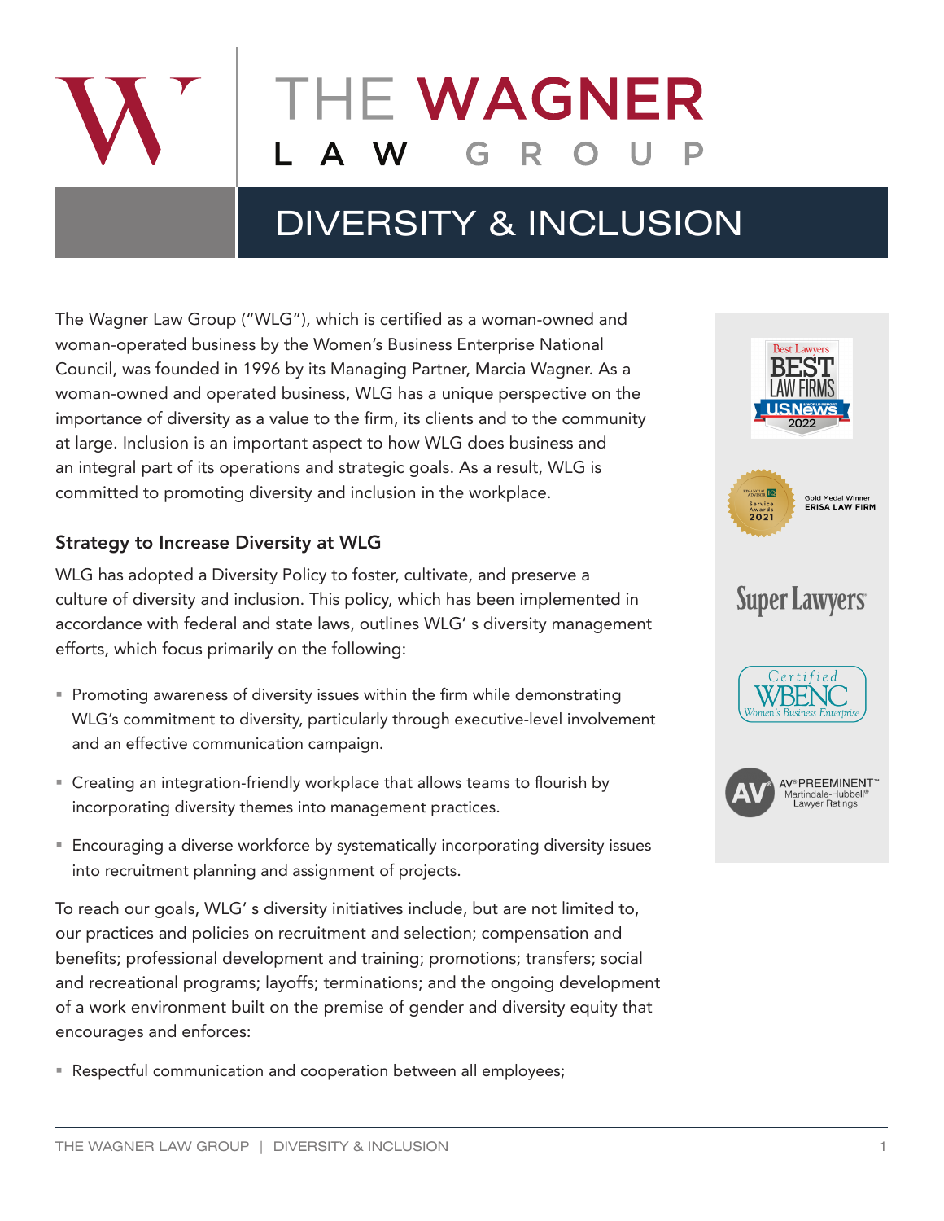# THE WAGNER LAW GROUP

## DIVERSITY & INCLUSION

The Wagner Law Group ("WLG"), which is certified as a woman-owned and woman-operated business by the Women's Business Enterprise National Council, was founded in 1996 by its Managing Partner, Marcia Wagner. As a woman-owned and operated business, WLG has a unique perspective on the importance of diversity as a value to the firm, its clients and to the community at large. Inclusion is an important aspect to how WLG does business and an integral part of its operations and strategic goals. As a result, WLG is committed to promoting diversity and inclusion in the workplace.

### Strategy to Increase Diversity at WLG

WLG has adopted a Diversity Policy to foster, cultivate, and preserve a culture of diversity and inclusion. This policy, which has been implemented in accordance with federal and state laws, outlines WLG' s diversity management efforts, which focus primarily on the following:

- Promoting awareness of diversity issues within the firm while demonstrating WLG's commitment to diversity, particularly through executive-level involvement and an effective communication campaign.
- Creating an integration-friendly workplace that allows teams to flourish by incorporating diversity themes into management practices.
- Encouraging a diverse workforce by systematically incorporating diversity issues into recruitment planning and assignment of projects.

To reach our goals, WLG' s diversity initiatives include, but are not limited to, our practices and policies on recruitment and selection; compensation and benefits; professional development and training; promotions; transfers; social and recreational programs; layoffs; terminations; and the ongoing development of a work environment built on the premise of gender and diversity equity that encourages and enforces:

- Respectful communication and cooperation between all employees;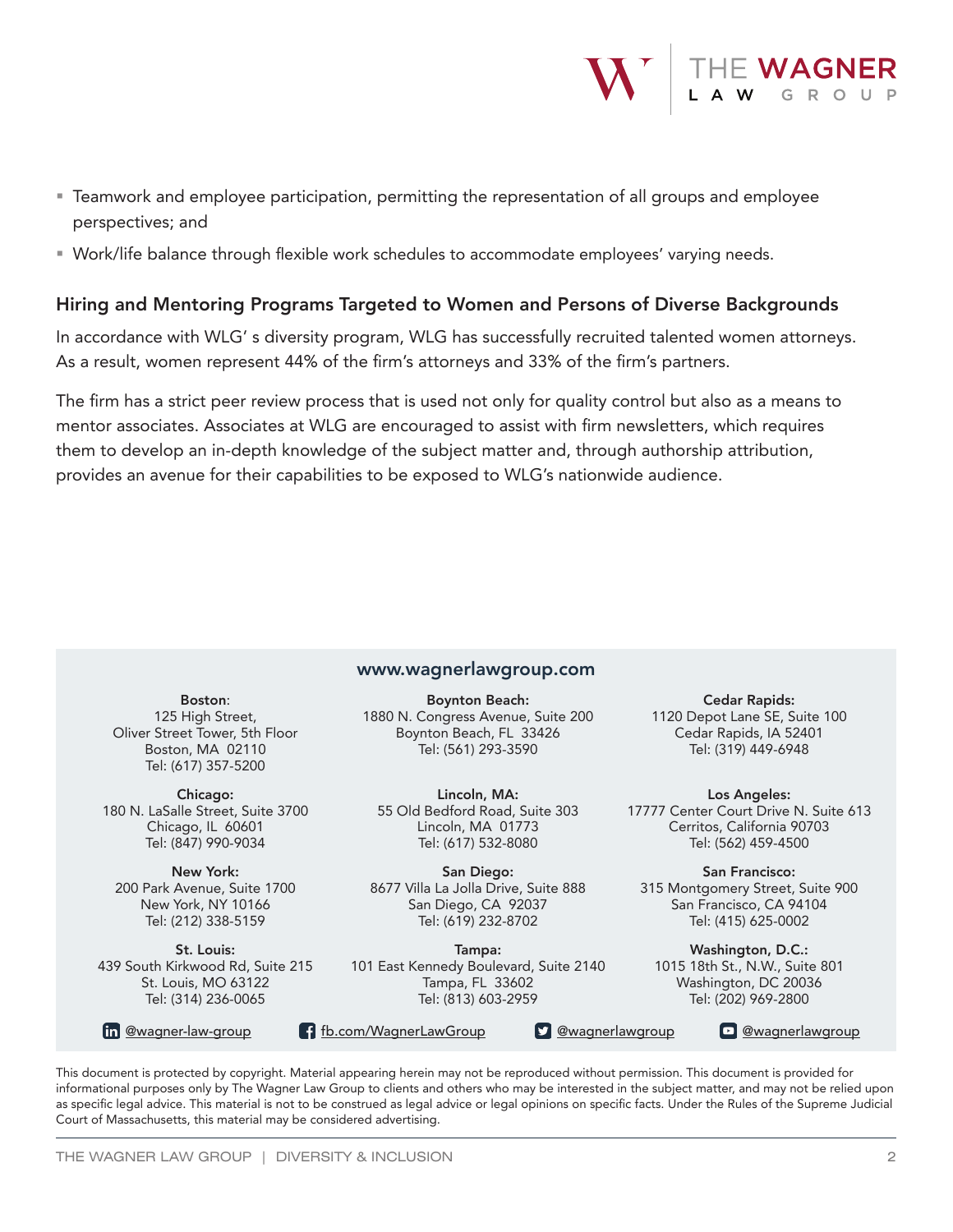- Teamwork and employee participation, permitting the representation of all groups and employee perspectives; and
- Work/life balance through flexible work schedules to accommodate employees' varying needs.

### Hiring and Mentoring Programs Targeted to Women and Persons of Diverse Backgrounds

In accordance with WLG' s diversity program, WLG has successfully recruited talented women attorneys. As a result, women represent 44% of the firm's attorneys and 33% of the firm's partners.

The firm has a strict peer review process that is used not only for quality control but also as a means to mentor associates. Associates at WLG are encouraged to assist with firm newsletters, which requires them to develop an in-depth knowledge of the subject matter and, through authorship attribution, provides an avenue for their capabilities to be exposed to WLG's nationwide audience.

**www.wagnerlawgroup.com**

**Boston**:
125 High Street,
Oliver Street Tower, 5th Floor
Boston, MA 02110
Tel: (617) 357-5200

**Boynton Beach:**
1880 N. Congress Avenue, Suite 200
Boynton Beach, FL 33426
Tel: (561) 293-3590

**Cedar Rapids:**
1120 Depot Lane SE, Suite 100
Cedar Rapids, IA 52401
Tel: (319) 449-6948

**Chicago:**
180 N. LaSalle Street, Suite 3700
Chicago, IL 60601
Tel: (847) 990-9034

**Lincoln, MA:**
55 Old Bedford Road, Suite 303
Lincoln, MA 01773
Tel: (617) 532-8080

**Los Angeles:**
17777 Center Court Drive N. Suite 613
Cerritos, California 90703
Tel: (562) 459-4500

**New York:**
200 Park Avenue, Suite 1700
New York, NY 10166
Tel: (212) 338-5159

**San Diego:**
8677 Villa La Jolla Drive, Suite 888
San Diego, CA 92037
Tel: (619) 232-8702

**San Francisco:**
315 Montgomery Street, Suite 900
San Francisco, CA 94104
Tel: (415) 625-0002

**St. Louis:**
439 South Kirkwood Rd, Suite 215
St. Louis, MO 63122
Tel: (314) 236-0065

**Tampa:**
101 East Kennedy Boulevard, Suite 2140
Tampa, FL 33602
Tel: (813) 603-2959

**Washington, D.C.:**
1015 18th St., N.W., Suite 801
Washington, DC 20036
Tel: (202) 969-2800

@wagner-law-group | fb.com/WagnerLawGroup | @wagnerlawgroup | @wagnerlawgroup

This document is protected by copyright. Material appearing herein may not be reproduced without permission. This document is provided for informational purposes only by The Wagner Law Group to clients and others who may be interested in the subject matter, and may not be relied upon as specific legal advice. This material is not to be construed as legal advice or legal opinions on specific facts. Under the Rules of the Supreme Judicial Court of Massachusetts, this material may be considered advertising.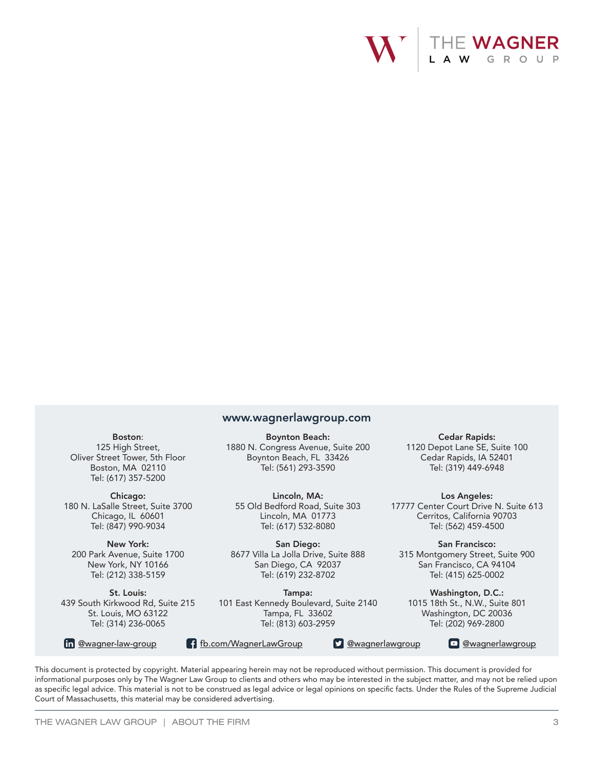**THE WAGNER LAW GROUP**

www.wagnerlawgroup.com

**Boston**:
125 High Street,
Oliver Street Tower, 5th Floor
Boston, MA 02110
Tel: (617) 357-5200

**Boynton Beach:**
1880 N. Congress Avenue, Suite 200
Boynton Beach, FL 33426
Tel: (561) 293-3590

**Cedar Rapids:**
1120 Depot Lane SE, Suite 100
Cedar Rapids, IA 52401
Tel: (319) 449-6948

**Chicago:**
180 N. LaSalle Street, Suite 3700
Chicago, IL 60601
Tel: (847) 990-9034

**Lincoln, MA:**
55 Old Bedford Road, Suite 303
Lincoln, MA 01773
Tel: (617) 532-8080

**Los Angeles:**
17777 Center Court Drive N. Suite 613
Cerritos, California 90703
Tel: (562) 459-4500

**New York:**
200 Park Avenue, Suite 1700
New York, NY 10166
Tel: (212) 338-5159

**San Diego:**
8677 Villa La Jolla Drive, Suite 888
San Diego, CA 92037
Tel: (619) 232-8702

**San Francisco:**
315 Montgomery Street, Suite 900
San Francisco, CA 94104
Tel: (415) 625-0002

**St. Louis:**
439 South Kirkwood Rd, Suite 215
St. Louis, MO 63122
Tel: (314) 236-0065

**Tampa:**
101 East Kennedy Boulevard, Suite 2140
Tampa, FL 33602
Tel: (813) 603-2959

**Washington, D.C.:**
1015 18th St., N.W., Suite 801
Washington, DC 20036
Tel: (202) 969-2800

@wagner-law-group | fb.com/WagnerLawGroup | @wagnerlawgroup | @wagnerlawgroup

This document is protected by copyright. Material appearing herein may not be reproduced without permission. This document is provided for informational purposes only by The Wagner Law Group to clients and others who may be interested in the subject matter, and may not be relied upon as specific legal advice. This material is not to be construed as legal advice or legal opinions on specific facts. Under the Rules of the Supreme Judicial Court of Massachusetts, this material may be considered advertising.